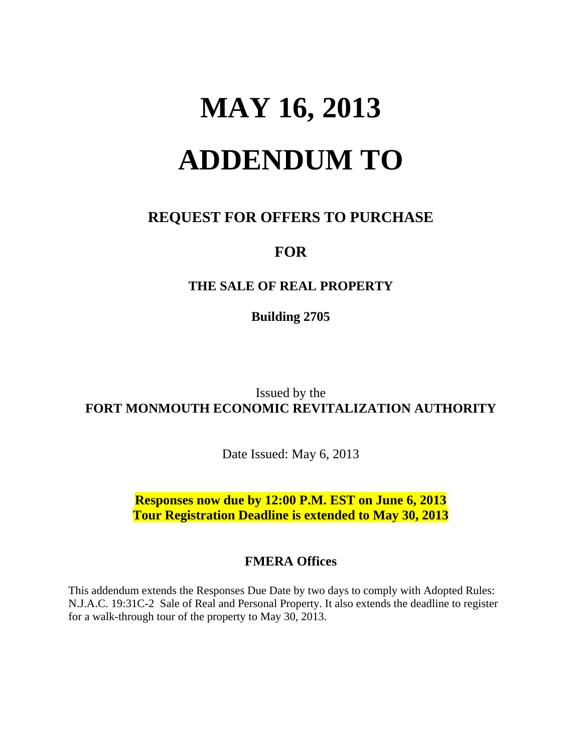# MAY 16, 2013

# ADDENDUM TO

## REQUEST FOR OFFERS TO PURCHASE

## FOR

### THE SALE OF REAL PROPERTY

**Building 2705**

Issued by the
**FORT MONMOUTH ECONOMIC REVITALIZATION AUTHORITY**

Date Issued: May 6, 2013

**Responses now due by 12:00 P.M. EST on June 6, 2013**
**Tour Registration Deadline is extended to May 30, 2013**

### FMERA Offices

This addendum extends the Responses Due Date by two days to comply with Adopted Rules: N.J.A.C. 19:31C-2 Sale of Real and Personal Property. It also extends the deadline to register for a walk-through tour of the property to May 30, 2013.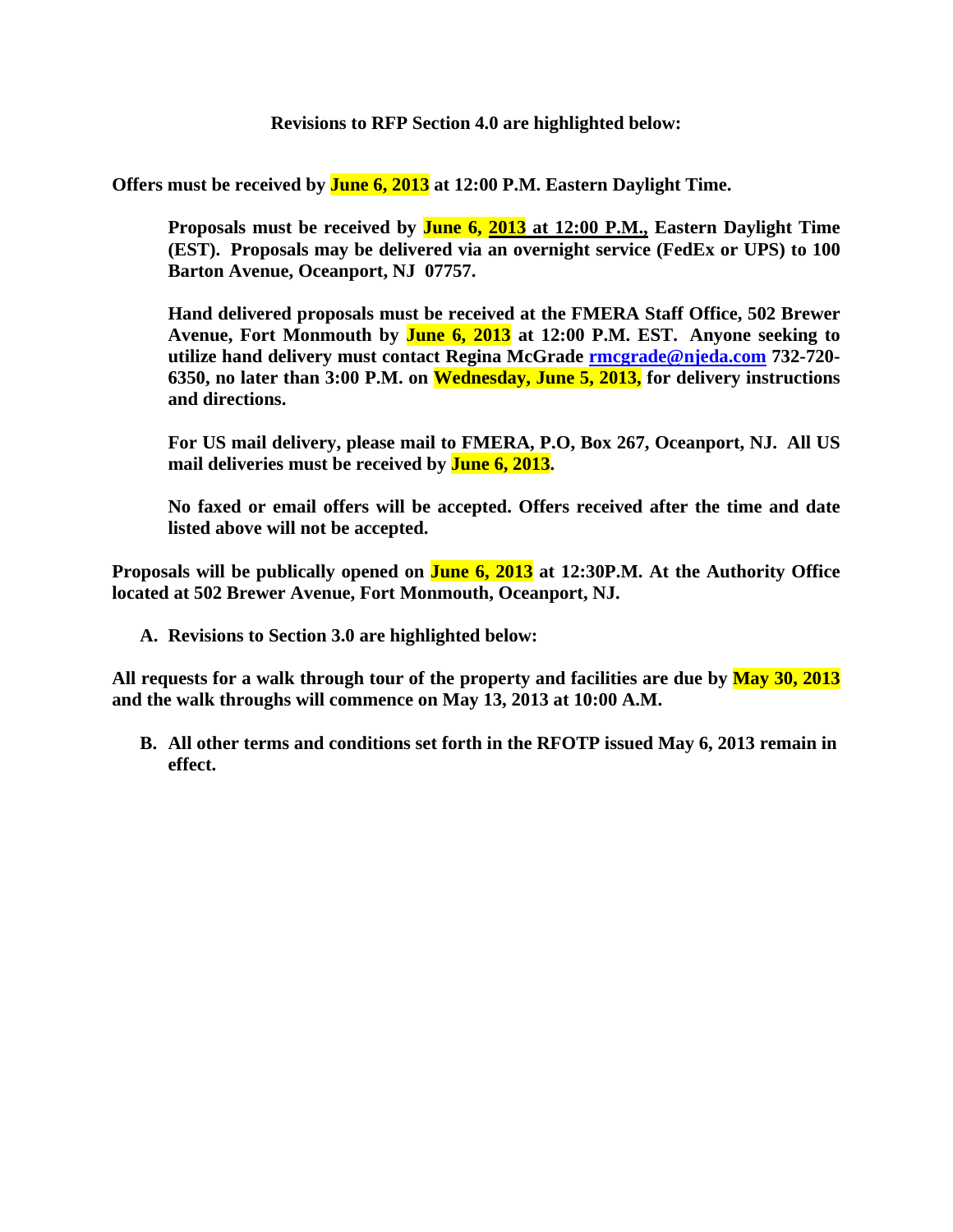**Revisions to RFP Section 4.0 are highlighted below:**

**Offers must be received by June 6, 2013 at 12:00 P.M. Eastern Daylight Time.**

> **Proposals must be received by June 6, 2013 at 12:00 P.M., Eastern Daylight Time (EST). Proposals may be delivered via an overnight service (FedEx or UPS) to 100 Barton Avenue, Oceanport, NJ 07757.**
>
> **Hand delivered proposals must be received at the FMERA Staff Office, 502 Brewer Avenue, Fort Monmouth by June 6, 2013 at 12:00 P.M. EST. Anyone seeking to utilize hand delivery must contact Regina McGrade rmcgrade@njeda.com 732-720-6350, no later than 3:00 P.M. on Wednesday, June 5, 2013, for delivery instructions and directions.**
>
> **For US mail delivery, please mail to FMERA, P.O, Box 267, Oceanport, NJ. All US mail deliveries must be received by June 6, 2013.**
>
> **No faxed or email offers will be accepted. Offers received after the time and date listed above will not be accepted.**

**Proposals will be publically opened on June 6, 2013 at 12:30P.M. At the Authority Office located at 502 Brewer Avenue, Fort Monmouth, Oceanport, NJ.**

**A. Revisions to Section 3.0 are highlighted below:**

**All requests for a walk through tour of the property and facilities are due by May 30, 2013 and the walk throughs will commence on May 13, 2013 at 10:00 A.M.**

**B. All other terms and conditions set forth in the RFOTP issued May 6, 2013 remain in effect.**